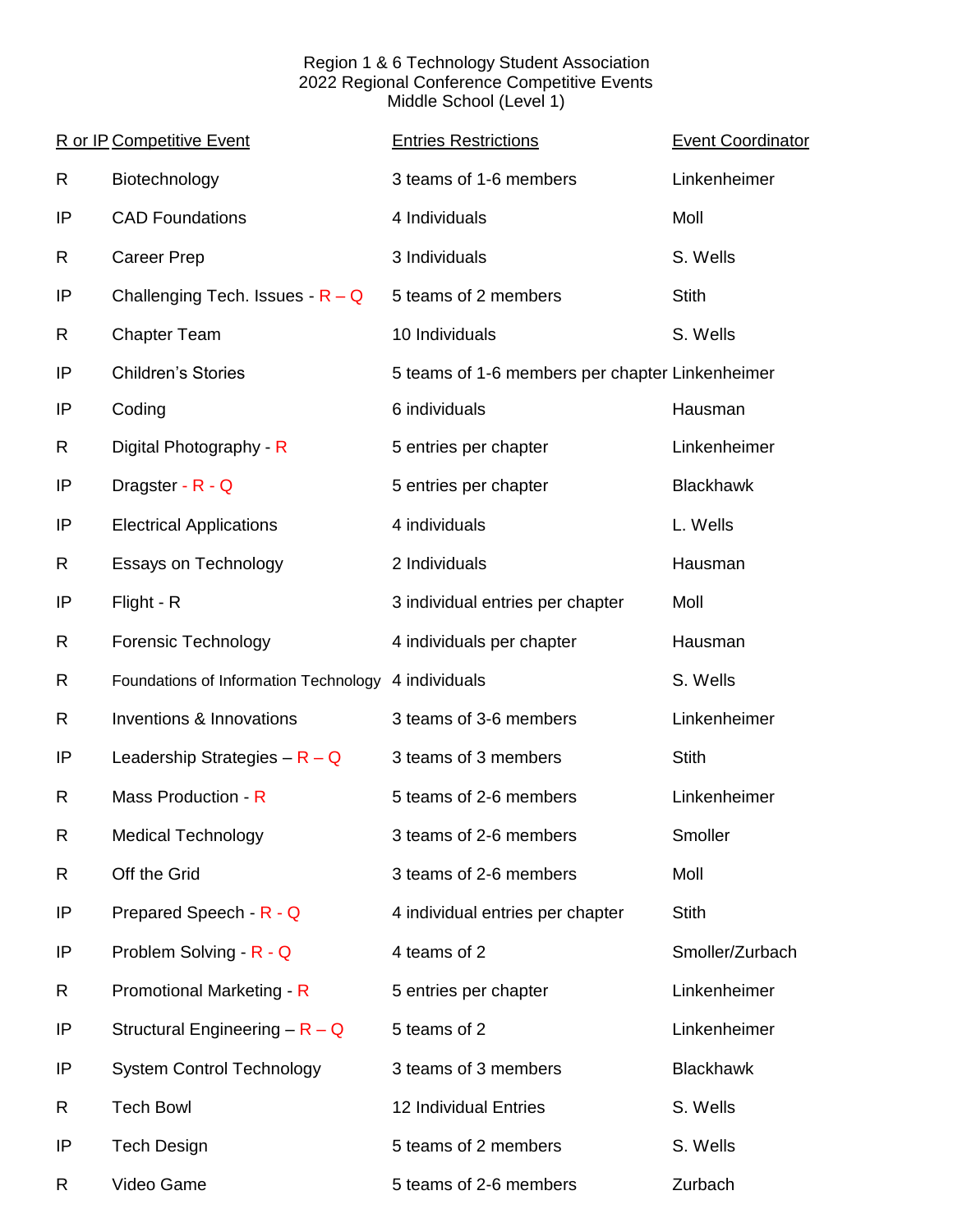Region 1 & 6 Technology Student Association
2022 Regional Conference Competitive Events
Middle School (Level 1)

| R or IP | Competitive Event | Entries Restrictions | Event Coordinator |
|---|---|---|---|
| R | Biotechnology | 3 teams of 1-6 members | Linkenheimer |
| IP | CAD Foundations | 4 Individuals | Moll |
| R | Career Prep | 3 Individuals | S. Wells |
| IP | Challenging Tech. Issues - R – Q | 5 teams of 2 members | Stith |
| R | Chapter Team | 10 Individuals | S. Wells |
| IP | Children's Stories | 5 teams of 1-6 members per chapter | Linkenheimer |
| IP | Coding | 6 individuals | Hausman |
| R | Digital Photography - R | 5 entries per chapter | Linkenheimer |
| IP | Dragster - R - Q | 5 entries per chapter | Blackhawk |
| IP | Electrical Applications | 4 individuals | L. Wells |
| R | Essays on Technology | 2 Individuals | Hausman |
| IP | Flight - R | 3 individual entries per chapter | Moll |
| R | Forensic Technology | 4 individuals per chapter | Hausman |
| R | Foundations of Information Technology | 4 individuals | S. Wells |
| R | Inventions & Innovations | 3 teams of 3-6 members | Linkenheimer |
| IP | Leadership Strategies – R – Q | 3 teams of 3 members | Stith |
| R | Mass Production - R | 5 teams of 2-6 members | Linkenheimer |
| R | Medical Technology | 3 teams of 2-6 members | Smoller |
| R | Off the Grid | 3 teams of 2-6 members | Moll |
| IP | Prepared Speech - R - Q | 4 individual entries per chapter | Stith |
| IP | Problem Solving - R - Q | 4 teams of 2 | Smoller/Zurbach |
| R | Promotional Marketing - R | 5 entries per chapter | Linkenheimer |
| IP | Structural Engineering – R – Q | 5 teams of 2 | Linkenheimer |
| IP | System Control Technology | 3 teams of 3 members | Blackhawk |
| R | Tech Bowl | 12 Individual Entries | S. Wells |
| IP | Tech Design | 5 teams of 2 members | S. Wells |
| R | Video Game | 5 teams of 2-6 members | Zurbach |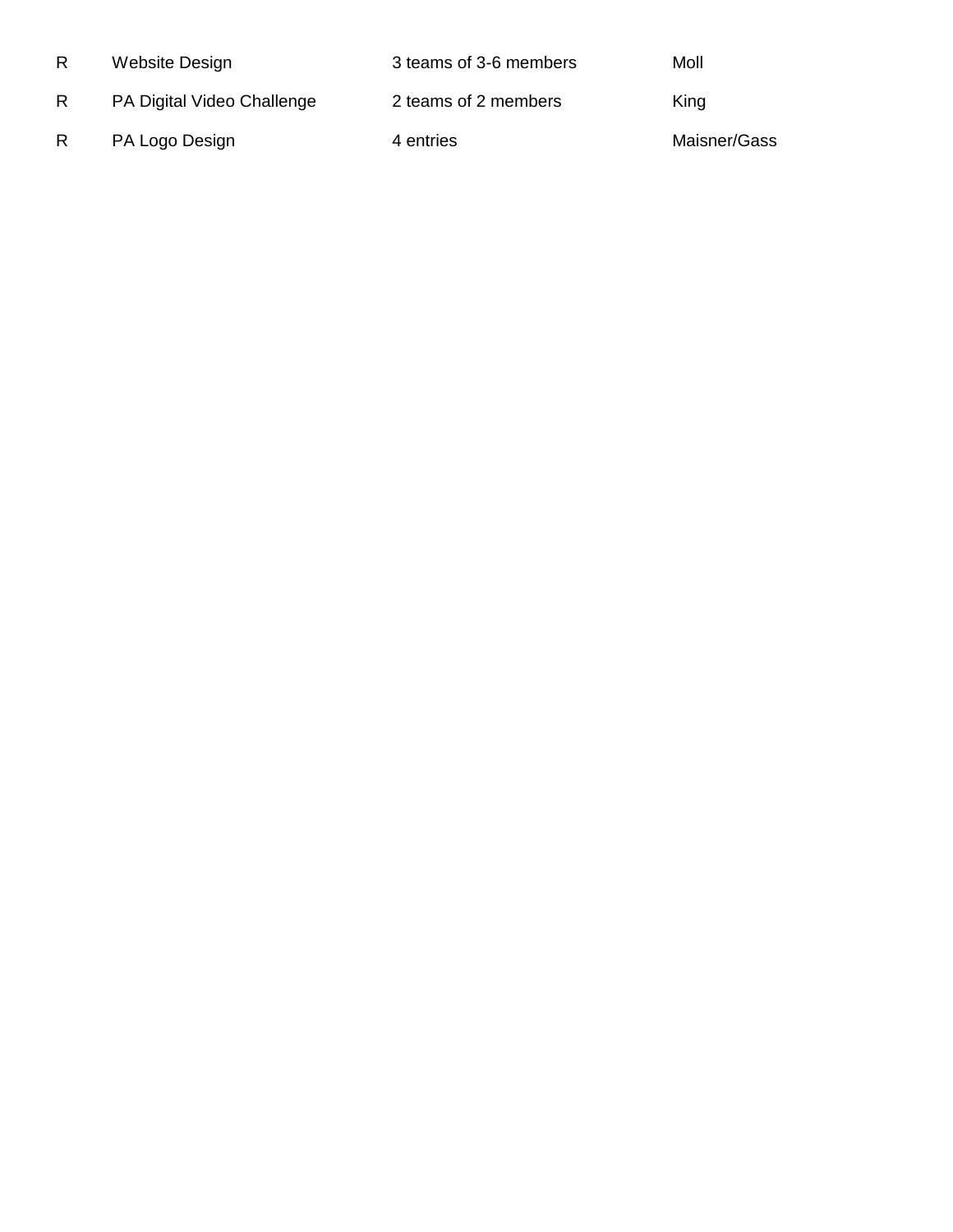| | | | |
|---|---|---|---|
| R | Website Design | 3 teams of 3-6 members | Moll |
| R | PA Digital Video Challenge | 2 teams of 2 members | King |
| R | PA Logo Design | 4 entries | Maisner/Gass |